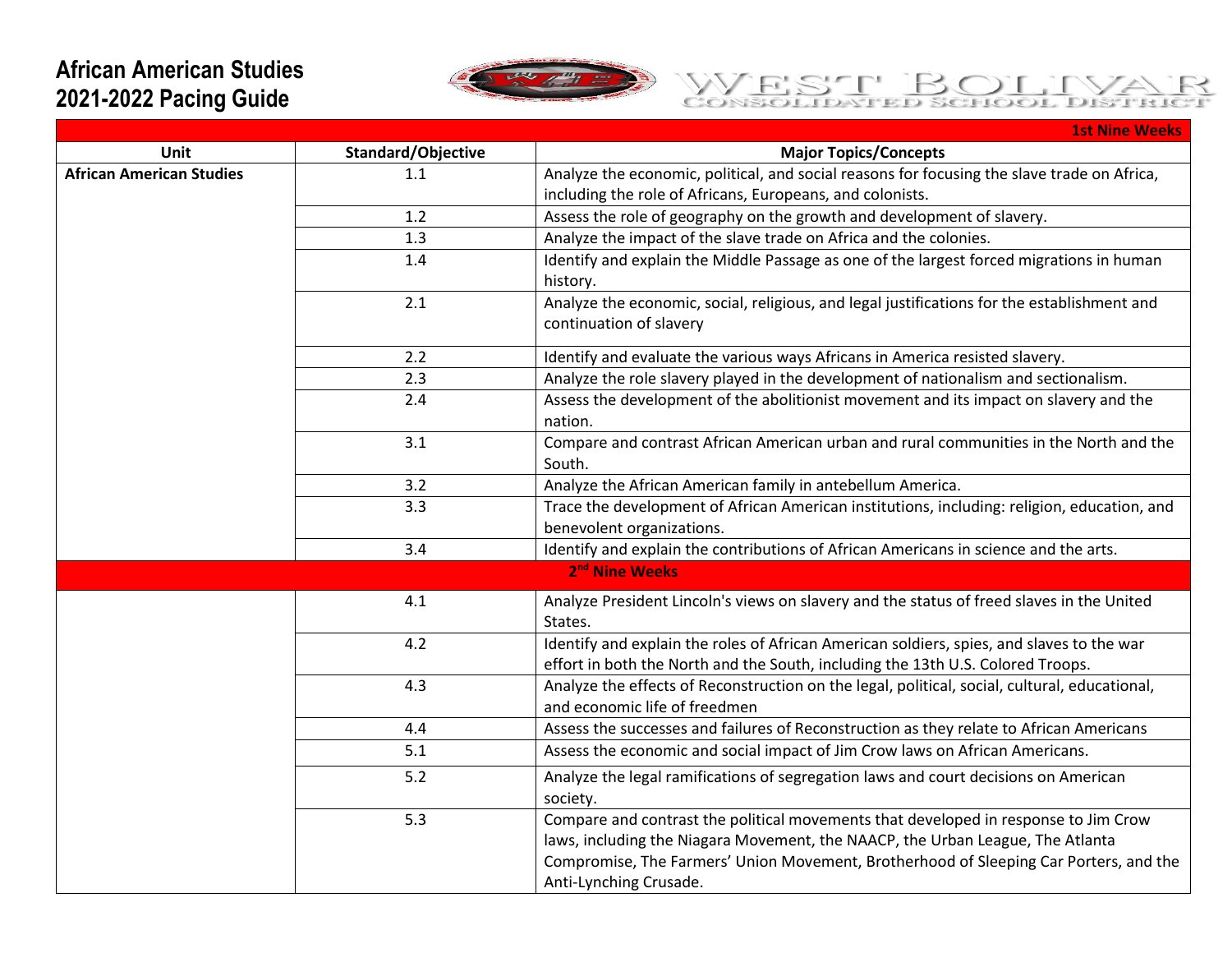# African American Studies
# 2021-2022 Pacing Guide

WEST BOLIVAR CONSOLIDATED SCHOOL DISTRICT

| 1st Nine Weeks | | |
|---|---|---|
| **Unit** | **Standard/Objective** | **Major Topics/Concepts** |
| **African American Studies** | 1.1 | Analyze the economic, political, and social reasons for focusing the slave trade on Africa, including the role of Africans, Europeans, and colonists. |
| | 1.2 | Assess the role of geography on the growth and development of slavery. |
| | 1.3 | Analyze the impact of the slave trade on Africa and the colonies. |
| | 1.4 | Identify and explain the Middle Passage as one of the largest forced migrations in human history. |
| | 2.1 | Analyze the economic, social, religious, and legal justifications for the establishment and continuation of slavery |
| | 2.2 | Identify and evaluate the various ways Africans in America resisted slavery. |
| | 2.3 | Analyze the role slavery played in the development of nationalism and sectionalism. |
| | 2.4 | Assess the development of the abolitionist movement and its impact on slavery and the nation. |
| | 3.1 | Compare and contrast African American urban and rural communities in the North and the South. |
| | 3.2 | Analyze the African American family in antebellum America. |
| | 3.3 | Trace the development of African American institutions, including: religion, education, and benevolent organizations. |
| | 3.4 | Identify and explain the contributions of African Americans in science and the arts. |
| **2nd Nine Weeks** | | |
| | 4.1 | Analyze President Lincoln's views on slavery and the status of freed slaves in the United States. |
| | 4.2 | Identify and explain the roles of African American soldiers, spies, and slaves to the war effort in both the North and the South, including the 13th U.S. Colored Troops. |
| | 4.3 | Analyze the effects of Reconstruction on the legal, political, social, cultural, educational, and economic life of freedmen |
| | 4.4 | Assess the successes and failures of Reconstruction as they relate to African Americans |
| | 5.1 | Assess the economic and social impact of Jim Crow laws on African Americans. |
| | 5.2 | Analyze the legal ramifications of segregation laws and court decisions on American society. |
| | 5.3 | Compare and contrast the political movements that developed in response to Jim Crow laws, including the Niagara Movement, the NAACP, the Urban League, The Atlanta Compromise, The Farmers' Union Movement, Brotherhood of Sleeping Car Porters, and the Anti-Lynching Crusade. |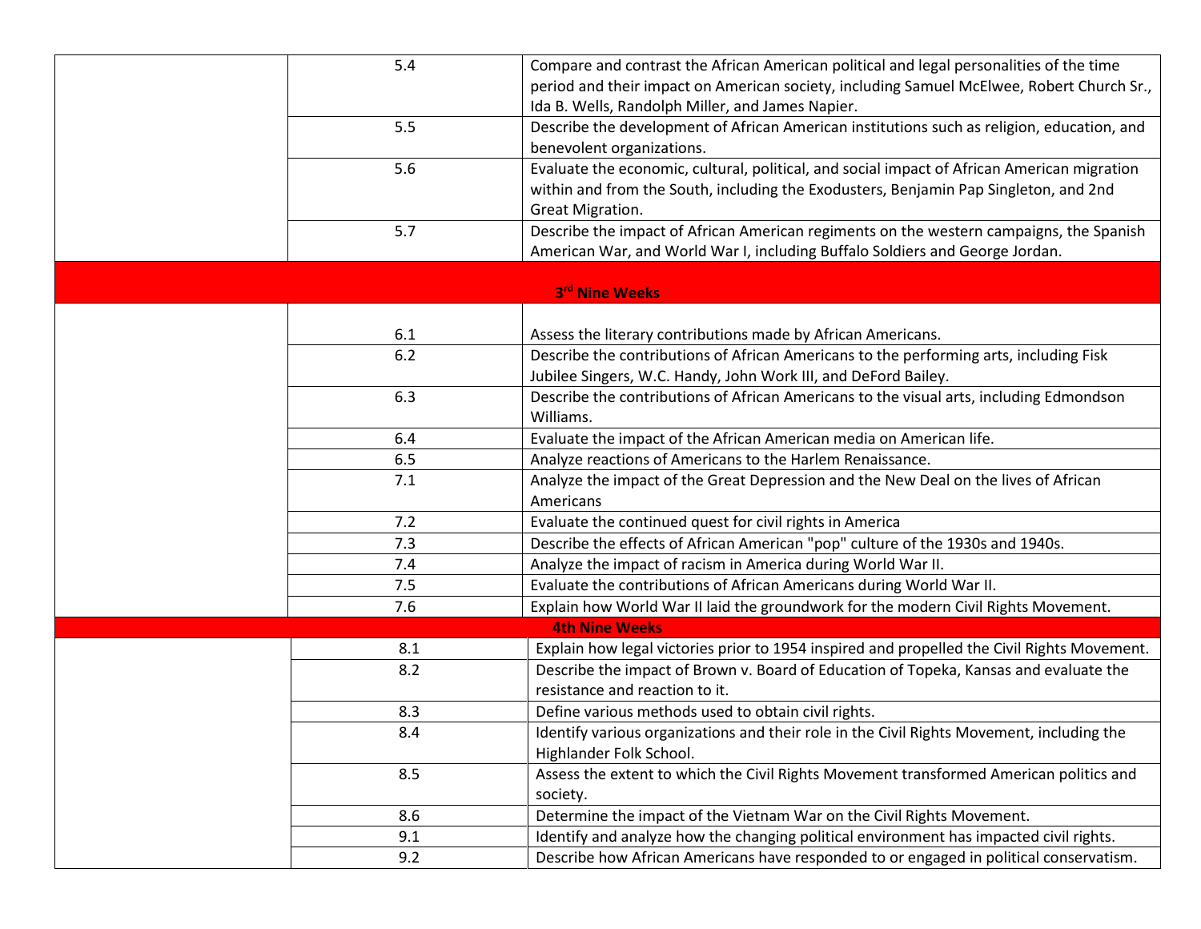| | | |
|---|---|---|
| | 5.4 | Compare and contrast the African American political and legal personalities of the time period and their impact on American society, including Samuel McElwee, Robert Church Sr., Ida B. Wells, Randolph Miller, and James Napier. |
| | 5.5 | Describe the development of African American institutions such as religion, education, and benevolent organizations. |
| | 5.6 | Evaluate the economic, cultural, political, and social impact of African American migration within and from the South, including the Exodusters, Benjamin Pap Singleton, and 2nd Great Migration. |
| | 5.7 | Describe the impact of African American regiments on the western campaigns, the Spanish American War, and World War I, including Buffalo Soldiers and George Jordan. |
| **3rd Nine Weeks** | | |
| | 6.1 | Assess the literary contributions made by African Americans. |
| | 6.2 | Describe the contributions of African Americans to the performing arts, including Fisk Jubilee Singers, W.C. Handy, John Work III, and DeFord Bailey. |
| | 6.3 | Describe the contributions of African Americans to the visual arts, including Edmondson Williams. |
| | 6.4 | Evaluate the impact of the African American media on American life. |
| | 6.5 | Analyze reactions of Americans to the Harlem Renaissance. |
| | 7.1 | Analyze the impact of the Great Depression and the New Deal on the lives of African Americans |
| | 7.2 | Evaluate the continued quest for civil rights in America |
| | 7.3 | Describe the effects of African American "pop" culture of the 1930s and 1940s. |
| | 7.4 | Analyze the impact of racism in America during World War II. |
| | 7.5 | Evaluate the contributions of African Americans during World War II. |
| | 7.6 | Explain how World War II laid the groundwork for the modern Civil Rights Movement. |
| **4th Nine Weeks** | | |
| | 8.1 | Explain how legal victories prior to 1954 inspired and propelled the Civil Rights Movement. |
| | 8.2 | Describe the impact of Brown v. Board of Education of Topeka, Kansas and evaluate the resistance and reaction to it. |
| | 8.3 | Define various methods used to obtain civil rights. |
| | 8.4 | Identify various organizations and their role in the Civil Rights Movement, including the Highlander Folk School. |
| | 8.5 | Assess the extent to which the Civil Rights Movement transformed American politics and society. |
| | 8.6 | Determine the impact of the Vietnam War on the Civil Rights Movement. |
| | 9.1 | Identify and analyze how the changing political environment has impacted civil rights. |
| | 9.2 | Describe how African Americans have responded to or engaged in political conservatism. |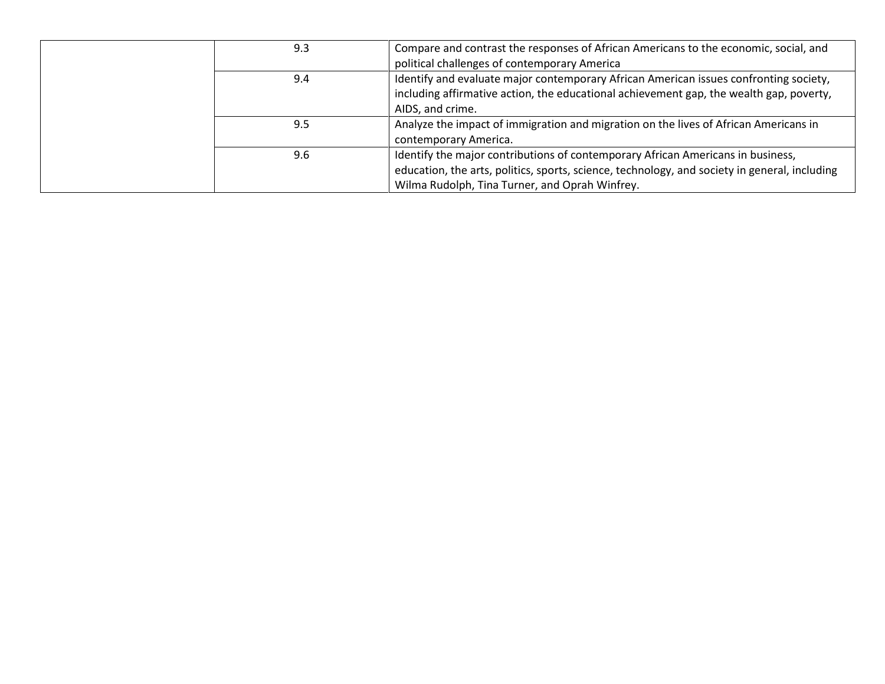| | | |
|---|---|---|
| | 9.3 | Compare and contrast the responses of African Americans to the economic, social, and political challenges of contemporary America |
| | 9.4 | Identify and evaluate major contemporary African American issues confronting society, including affirmative action, the educational achievement gap, the wealth gap, poverty, AIDS, and crime. |
| | 9.5 | Analyze the impact of immigration and migration on the lives of African Americans in contemporary America. |
| | 9.6 | Identify the major contributions of contemporary African Americans in business, education, the arts, politics, sports, science, technology, and society in general, including Wilma Rudolph, Tina Turner, and Oprah Winfrey. |